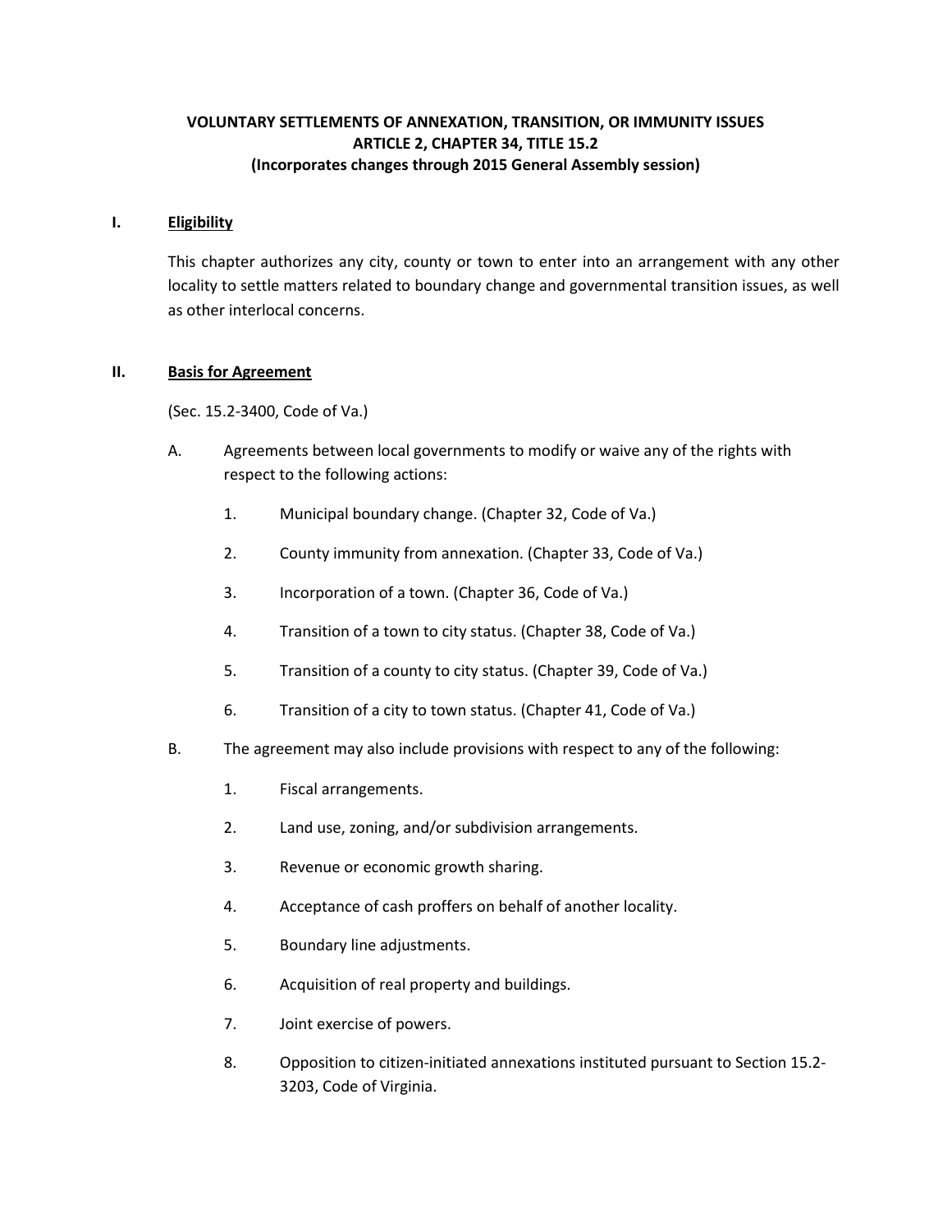# VOLUNTARY SETTLEMENTS OF ANNEXATION, TRANSITION, OR IMMUNITY ISSUES
## ARTICLE 2, CHAPTER 34, TITLE 15.2
### (Incorporates changes through 2015 General Assembly session)

## I. Eligibility

This chapter authorizes any city, county or town to enter into an arrangement with any other locality to settle matters related to boundary change and governmental transition issues, as well as other interlocal concerns.

## II. Basis for Agreement

(Sec. 15.2-3400, Code of Va.)

A. Agreements between local governments to modify or waive any of the rights with respect to the following actions:

1. Municipal boundary change. (Chapter 32, Code of Va.)
2. County immunity from annexation. (Chapter 33, Code of Va.)
3. Incorporation of a town. (Chapter 36, Code of Va.)
4. Transition of a town to city status. (Chapter 38, Code of Va.)
5. Transition of a county to city status. (Chapter 39, Code of Va.)
6. Transition of a city to town status. (Chapter 41, Code of Va.)

B. The agreement may also include provisions with respect to any of the following:

1. Fiscal arrangements.
2. Land use, zoning, and/or subdivision arrangements.
3. Revenue or economic growth sharing.
4. Acceptance of cash proffers on behalf of another locality.
5. Boundary line adjustments.
6. Acquisition of real property and buildings.
7. Joint exercise of powers.
8. Opposition to citizen-initiated annexations instituted pursuant to Section 15.2-3203, Code of Virginia.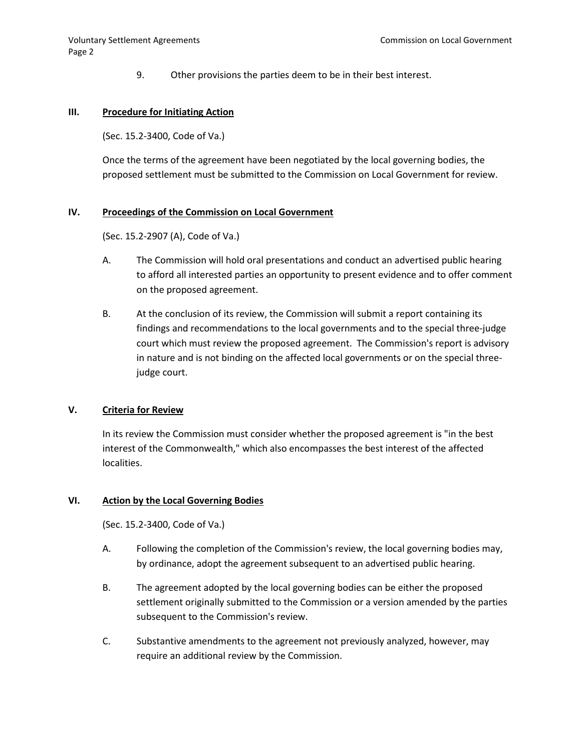9. Other provisions the parties deem to be in their best interest.

## III. Procedure for Initiating Action

(Sec. 15.2-3400, Code of Va.)

Once the terms of the agreement have been negotiated by the local governing bodies, the proposed settlement must be submitted to the Commission on Local Government for review.

## IV. Proceedings of the Commission on Local Government

(Sec. 15.2-2907 (A), Code of Va.)

A. The Commission will hold oral presentations and conduct an advertised public hearing to afford all interested parties an opportunity to present evidence and to offer comment on the proposed agreement.

B. At the conclusion of its review, the Commission will submit a report containing its findings and recommendations to the local governments and to the special three-judge court which must review the proposed agreement. The Commission's report is advisory in nature and is not binding on the affected local governments or on the special three-judge court.

## V. Criteria for Review

In its review the Commission must consider whether the proposed agreement is "in the best interest of the Commonwealth," which also encompasses the best interest of the affected localities.

## VI. Action by the Local Governing Bodies

(Sec. 15.2-3400, Code of Va.)

A. Following the completion of the Commission's review, the local governing bodies may, by ordinance, adopt the agreement subsequent to an advertised public hearing.

B. The agreement adopted by the local governing bodies can be either the proposed settlement originally submitted to the Commission or a version amended by the parties subsequent to the Commission's review.

C. Substantive amendments to the agreement not previously analyzed, however, may require an additional review by the Commission.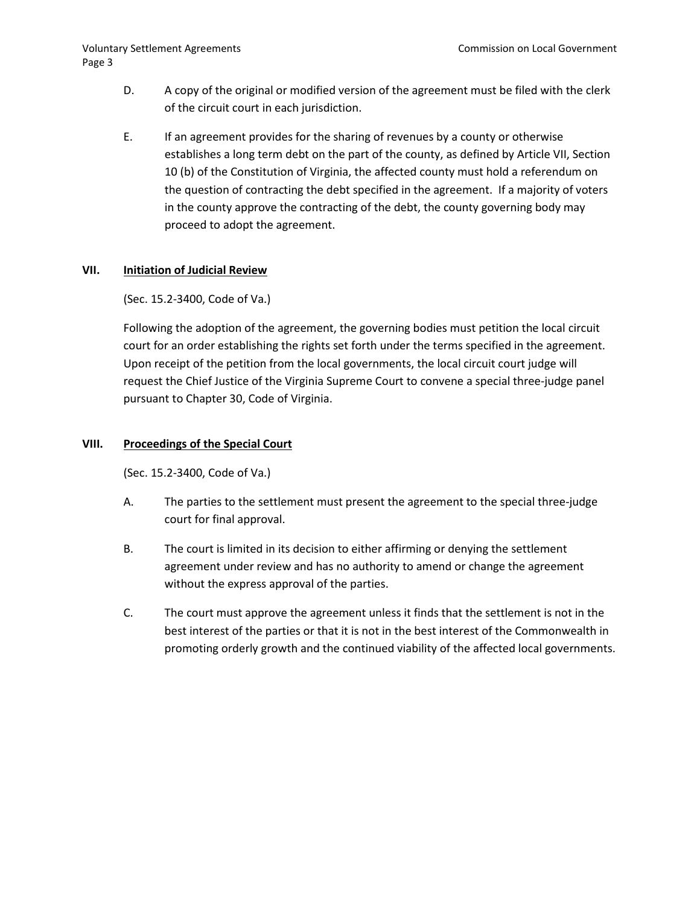D. A copy of the original or modified version of the agreement must be filed with the clerk of the circuit court in each jurisdiction.

E. If an agreement provides for the sharing of revenues by a county or otherwise establishes a long term debt on the part of the county, as defined by Article VII, Section 10 (b) of the Constitution of Virginia, the affected county must hold a referendum on the question of contracting the debt specified in the agreement. If a majority of voters in the county approve the contracting of the debt, the county governing body may proceed to adopt the agreement.

## VII. Initiation of Judicial Review

(Sec. 15.2-3400, Code of Va.)

Following the adoption of the agreement, the governing bodies must petition the local circuit court for an order establishing the rights set forth under the terms specified in the agreement. Upon receipt of the petition from the local governments, the local circuit court judge will request the Chief Justice of the Virginia Supreme Court to convene a special three-judge panel pursuant to Chapter 30, Code of Virginia.

## VIII. Proceedings of the Special Court

(Sec. 15.2-3400, Code of Va.)

A. The parties to the settlement must present the agreement to the special three-judge court for final approval.

B. The court is limited in its decision to either affirming or denying the settlement agreement under review and has no authority to amend or change the agreement without the express approval of the parties.

C. The court must approve the agreement unless it finds that the settlement is not in the best interest of the parties or that it is not in the best interest of the Commonwealth in promoting orderly growth and the continued viability of the affected local governments.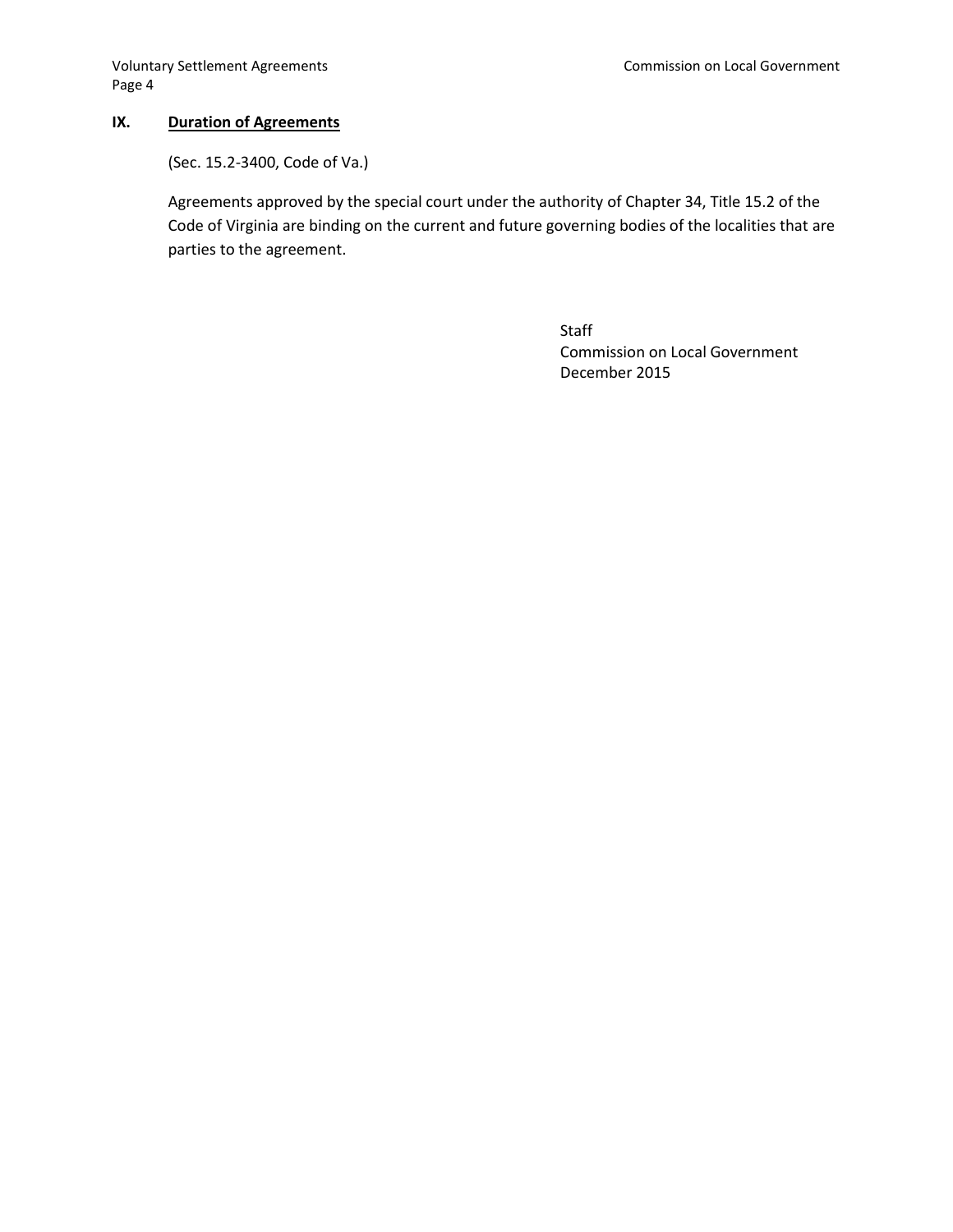## IX. **Duration of Agreements**

(Sec. 15.2-3400, Code of Va.)

Agreements approved by the special court under the authority of Chapter 34, Title 15.2 of the Code of Virginia are binding on the current and future governing bodies of the localities that are parties to the agreement.

Staff
Commission on Local Government
December 2015